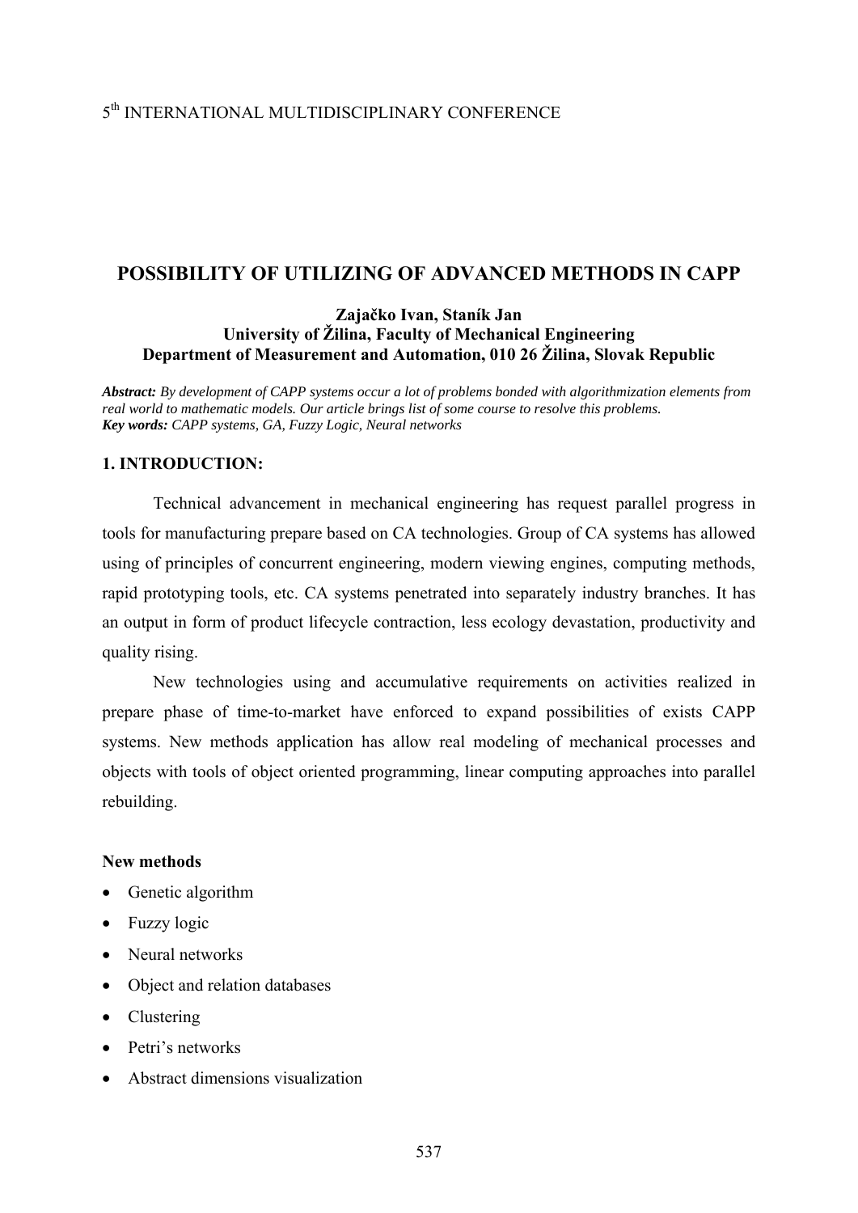5th INTERNATIONAL MULTIDISCIPLINARY CONFERENCE

# POSSIBILITY OF UTILIZING OF ADVANCED METHODS IN CAPP

**Zajačko Ivan, Staník Jan**
**University of Žilina, Faculty of Mechanical Engineering**
**Department of Measurement and Automation, 010 26 Žilina, Slovak Republic**

***Abstract:*** *By development of CAPP systems occur a lot of problems bonded with algorithmization elements from real world to mathematic models. Our article brings list of some course to resolve this problems.*
***Key words:*** *CAPP systems, GA, Fuzzy Logic, Neural networks*

## 1. INTRODUCTION:

Technical advancement in mechanical engineering has request parallel progress in tools for manufacturing prepare based on CA technologies. Group of CA systems has allowed using of principles of concurrent engineering, modern viewing engines, computing methods, rapid prototyping tools, etc. CA systems penetrated into separately industry branches. It has an output in form of product lifecycle contraction, less ecology devastation, productivity and quality rising.

New technologies using and accumulative requirements on activities realized in prepare phase of time-to-market have enforced to expand possibilities of exists CAPP systems. New methods application has allow real modeling of mechanical processes and objects with tools of object oriented programming, linear computing approaches into parallel rebuilding.

**New methods**

- Genetic algorithm
- Fuzzy logic
- Neural networks
- Object and relation databases
- Clustering
- Petri's networks
- Abstract dimensions visualization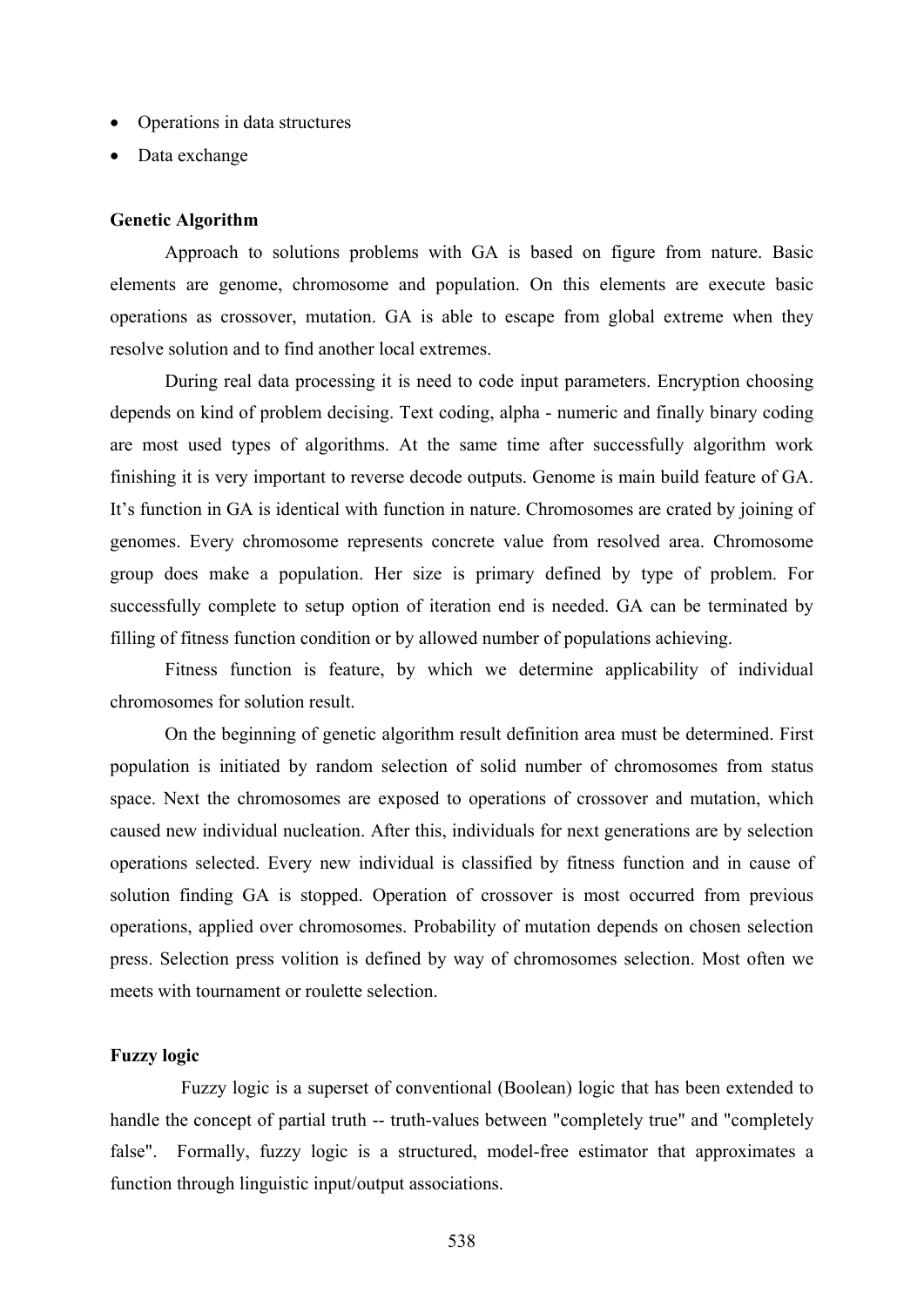- Operations in data structures
- Data exchange

**Genetic Algorithm**

Approach to solutions problems with GA is based on figure from nature. Basic elements are genome, chromosome and population. On this elements are execute basic operations as crossover, mutation. GA is able to escape from global extreme when they resolve solution and to find another local extremes.

During real data processing it is need to code input parameters. Encryption choosing depends on kind of problem decising. Text coding, alpha - numeric and finally binary coding are most used types of algorithms. At the same time after successfully algorithm work finishing it is very important to reverse decode outputs. Genome is main build feature of GA. It's function in GA is identical with function in nature. Chromosomes are crated by joining of genomes. Every chromosome represents concrete value from resolved area. Chromosome group does make a population. Her size is primary defined by type of problem. For successfully complete to setup option of iteration end is needed. GA can be terminated by filling of fitness function condition or by allowed number of populations achieving.

Fitness function is feature, by which we determine applicability of individual chromosomes for solution result.

On the beginning of genetic algorithm result definition area must be determined. First population is initiated by random selection of solid number of chromosomes from status space. Next the chromosomes are exposed to operations of crossover and mutation, which caused new individual nucleation. After this, individuals for next generations are by selection operations selected. Every new individual is classified by fitness function and in cause of solution finding GA is stopped. Operation of crossover is most occurred from previous operations, applied over chromosomes. Probability of mutation depends on chosen selection press. Selection press volition is defined by way of chromosomes selection. Most often we meets with tournament or roulette selection.

**Fuzzy logic**

Fuzzy logic is a superset of conventional (Boolean) logic that has been extended to handle the concept of partial truth -- truth-values between "completely true" and "completely false". Formally, fuzzy logic is a structured, model-free estimator that approximates a function through linguistic input/output associations.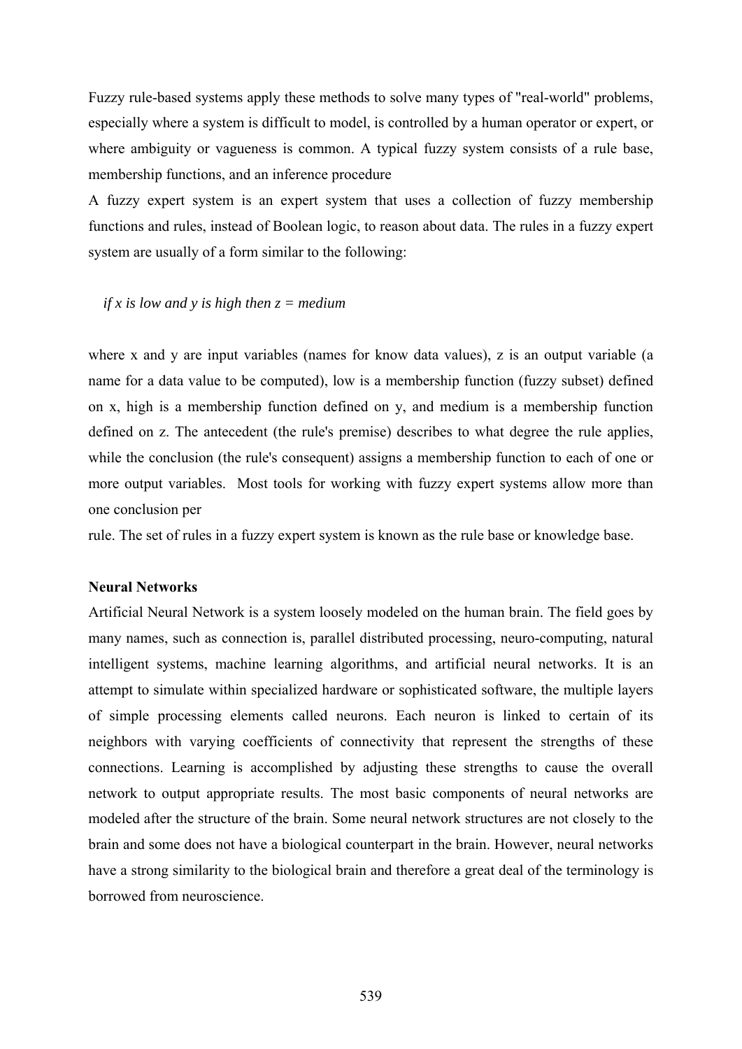Fuzzy rule-based systems apply these methods to solve many types of "real-world" problems, especially where a system is difficult to model, is controlled by a human operator or expert, or where ambiguity or vagueness is common. A typical fuzzy system consists of a rule base, membership functions, and an inference procedure

A fuzzy expert system is an expert system that uses a collection of fuzzy membership functions and rules, instead of Boolean logic, to reason about data. The rules in a fuzzy expert system are usually of a form similar to the following:

*if x is low and y is high then z = medium*

where x and y are input variables (names for know data values), z is an output variable (a name for a data value to be computed), low is a membership function (fuzzy subset) defined on x, high is a membership function defined on y, and medium is a membership function defined on z. The antecedent (the rule's premise) describes to what degree the rule applies, while the conclusion (the rule's consequent) assigns a membership function to each of one or more output variables. Most tools for working with fuzzy expert systems allow more than one conclusion per rule. The set of rules in a fuzzy expert system is known as the rule base or knowledge base.

**Neural Networks**

Artificial Neural Network is a system loosely modeled on the human brain. The field goes by many names, such as connection is, parallel distributed processing, neuro-computing, natural intelligent systems, machine learning algorithms, and artificial neural networks. It is an attempt to simulate within specialized hardware or sophisticated software, the multiple layers of simple processing elements called neurons. Each neuron is linked to certain of its neighbors with varying coefficients of connectivity that represent the strengths of these connections. Learning is accomplished by adjusting these strengths to cause the overall network to output appropriate results. The most basic components of neural networks are modeled after the structure of the brain. Some neural network structures are not closely to the brain and some does not have a biological counterpart in the brain. However, neural networks have a strong similarity to the biological brain and therefore a great deal of the terminology is borrowed from neuroscience.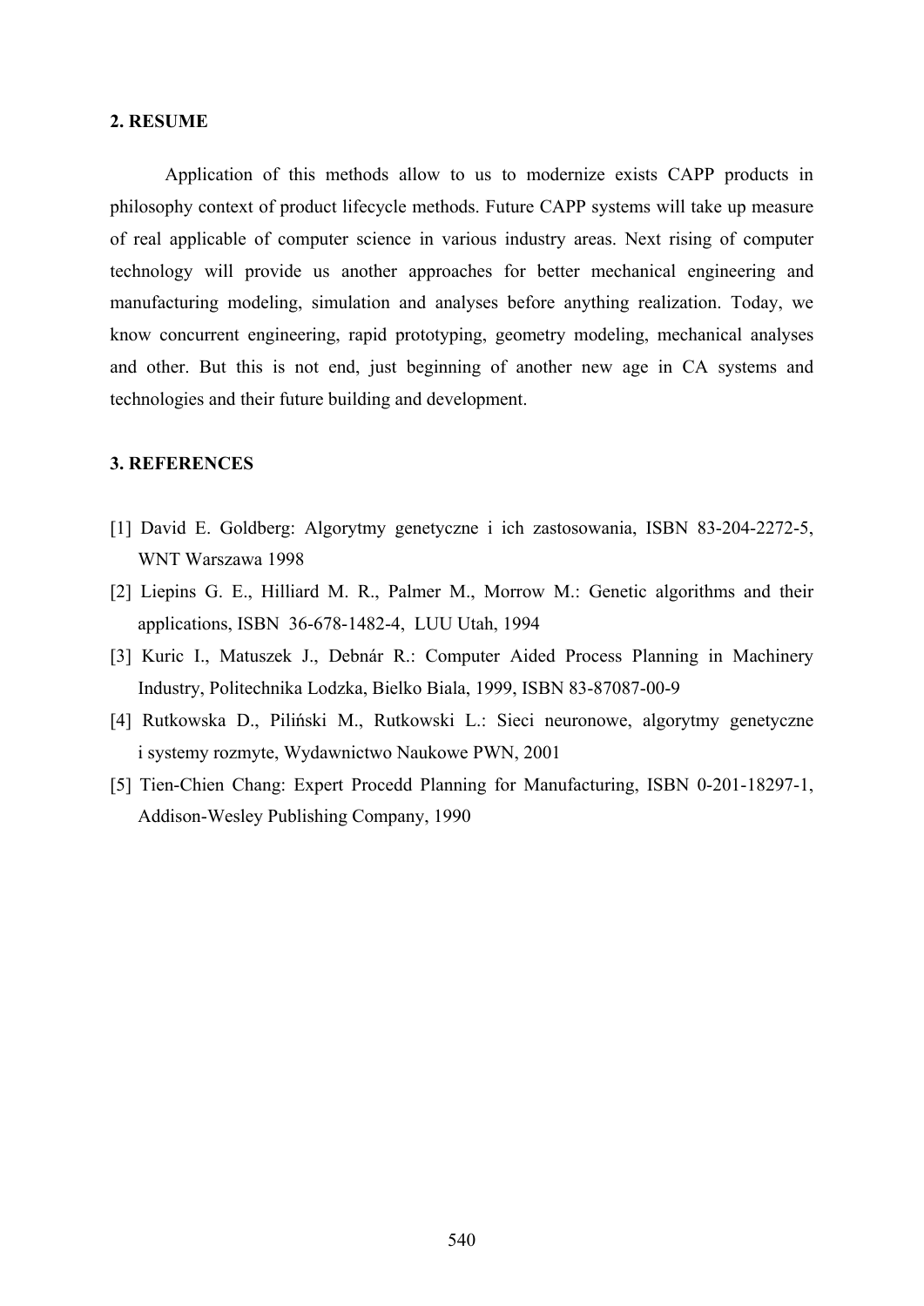## 2. RESUME

Application of this methods allow to us to modernize exists CAPP products in philosophy context of product lifecycle methods. Future CAPP systems will take up measure of real applicable of computer science in various industry areas. Next rising of computer technology will provide us another approaches for better mechanical engineering and manufacturing modeling, simulation and analyses before anything realization. Today, we know concurrent engineering, rapid prototyping, geometry modeling, mechanical analyses and other. But this is not end, just beginning of another new age in CA systems and technologies and their future building and development.

## 3. REFERENCES

[1] David E. Goldberg: Algorytmy genetyczne i ich zastosowania, ISBN 83-204-2272-5, WNT Warszawa 1998

[2] Liepins G. E., Hilliard M. R., Palmer M., Morrow M.: Genetic algorithms and their applications, ISBN 36-678-1482-4, LUU Utah, 1994

[3] Kuric I., Matuszek J., Debnár R.: Computer Aided Process Planning in Machinery Industry, Politechnika Lodzka, Bielko Biala, 1999, ISBN 83-87087-00-9

[4] Rutkowska D., Piliński M., Rutkowski L.: Sieci neuronowe, algorytmy genetyczne i systemy rozmyte, Wydawnictwo Naukowe PWN, 2001

[5] Tien-Chien Chang: Expert Procedd Planning for Manufacturing, ISBN 0-201-18297-1, Addison-Wesley Publishing Company, 1990